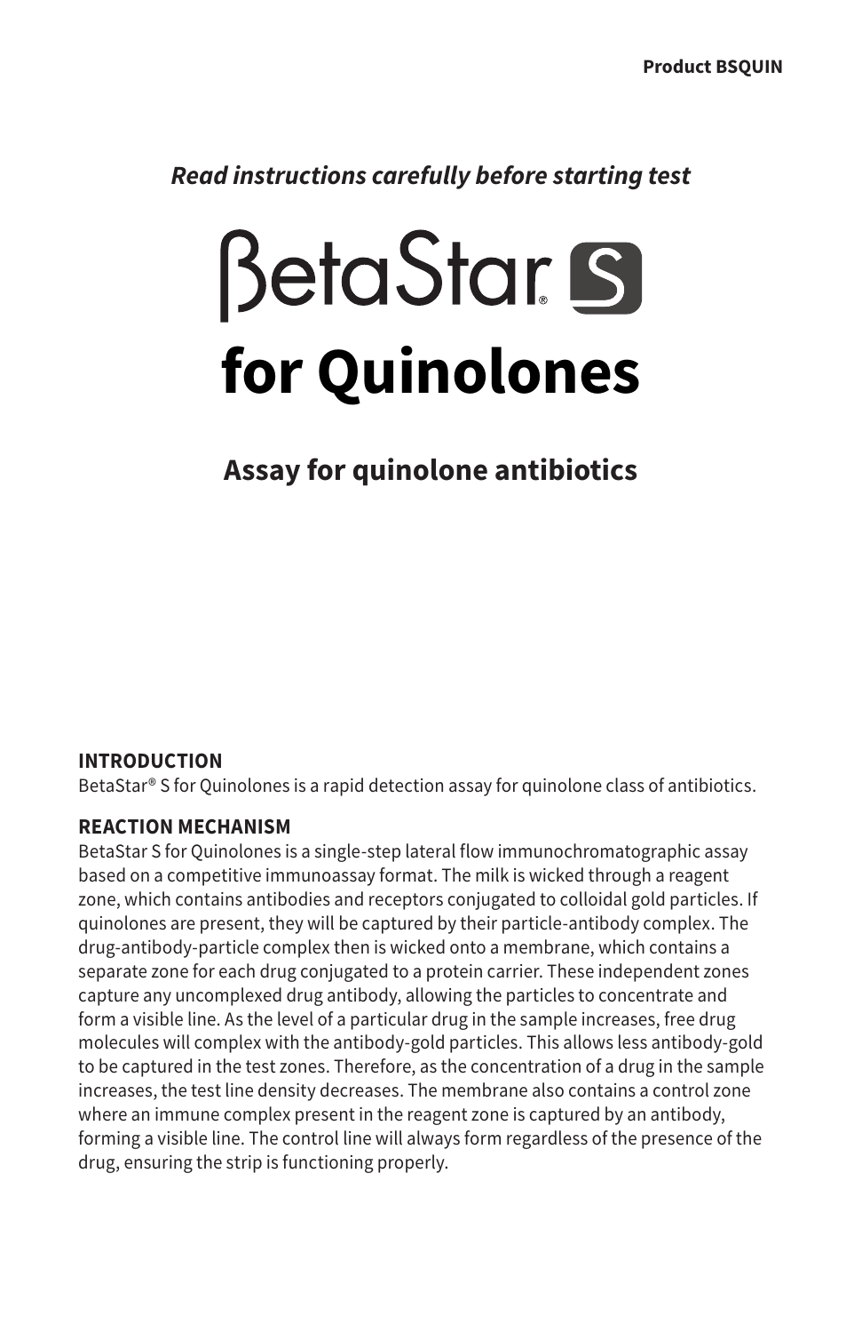**Product BSQUIN**

*Read instructions carefully before starting test*

# BetaStar® S for Quinolones

## Assay for quinolone antibiotics

### INTRODUCTION

BetaStar® S for Quinolones is a rapid detection assay for quinolone class of antibiotics.

### REACTION MECHANISM

BetaStar S for Quinolones is a single-step lateral flow immunochromatographic assay based on a competitive immunoassay format. The milk is wicked through a reagent zone, which contains antibodies and receptors conjugated to colloidal gold particles. If quinolones are present, they will be captured by their particle-antibody complex. The drug-antibody-particle complex then is wicked onto a membrane, which contains a separate zone for each drug conjugated to a protein carrier. These independent zones capture any uncomplexed drug antibody, allowing the particles to concentrate and form a visible line. As the level of a particular drug in the sample increases, free drug molecules will complex with the antibody-gold particles. This allows less antibody-gold to be captured in the test zones. Therefore, as the concentration of a drug in the sample increases, the test line density decreases. The membrane also contains a control zone where an immune complex present in the reagent zone is captured by an antibody, forming a visible line. The control line will always form regardless of the presence of the drug, ensuring the strip is functioning properly.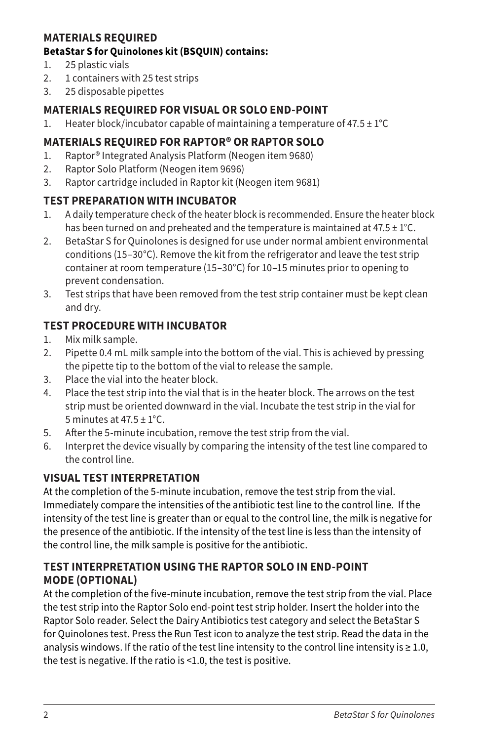## MATERIALS REQUIRED

**BetaStar S for Quinolones kit (BSQUIN) contains:**

1. 25 plastic vials
2. 1 containers with 25 test strips
3. 25 disposable pipettes

## MATERIALS REQUIRED FOR VISUAL OR SOLO END-POINT

1. Heater block/incubator capable of maintaining a temperature of 47.5 ± 1°C

## MATERIALS REQUIRED FOR RAPTOR® OR RAPTOR SOLO

1. Raptor® Integrated Analysis Platform (Neogen item 9680)
2. Raptor Solo Platform (Neogen item 9696)
3. Raptor cartridge included in Raptor kit (Neogen item 9681)

## TEST PREPARATION WITH INCUBATOR

1. A daily temperature check of the heater block is recommended. Ensure the heater block has been turned on and preheated and the temperature is maintained at 47.5 ± 1°C.
2. BetaStar S for Quinolones is designed for use under normal ambient environmental conditions (15–30°C). Remove the kit from the refrigerator and leave the test strip container at room temperature (15–30°C) for 10–15 minutes prior to opening to prevent condensation.
3. Test strips that have been removed from the test strip container must be kept clean and dry.

## TEST PROCEDURE WITH INCUBATOR

1. Mix milk sample.
2. Pipette 0.4 mL milk sample into the bottom of the vial. This is achieved by pressing the pipette tip to the bottom of the vial to release the sample.
3. Place the vial into the heater block.
4. Place the test strip into the vial that is in the heater block. The arrows on the test strip must be oriented downward in the vial. Incubate the test strip in the vial for 5 minutes at 47.5 ± 1°C.
5. After the 5-minute incubation, remove the test strip from the vial.
6. Interpret the device visually by comparing the intensity of the test line compared to the control line.

## VISUAL TEST INTERPRETATION

At the completion of the 5-minute incubation, remove the test strip from the vial. Immediately compare the intensities of the antibiotic test line to the control line. If the intensity of the test line is greater than or equal to the control line, the milk is negative for the presence of the antibiotic. If the intensity of the test line is less than the intensity of the control line, the milk sample is positive for the antibiotic.

## TEST INTERPRETATION USING THE RAPTOR SOLO IN END-POINT MODE (OPTIONAL)

At the completion of the five-minute incubation, remove the test strip from the vial. Place the test strip into the Raptor Solo end-point test strip holder. Insert the holder into the Raptor Solo reader. Select the Dairy Antibiotics test category and select the BetaStar S for Quinolones test. Press the Run Test icon to analyze the test strip. Read the data in the analysis windows. If the ratio of the test line intensity to the control line intensity is ≥ 1.0, the test is negative. If the ratio is <1.0, the test is positive.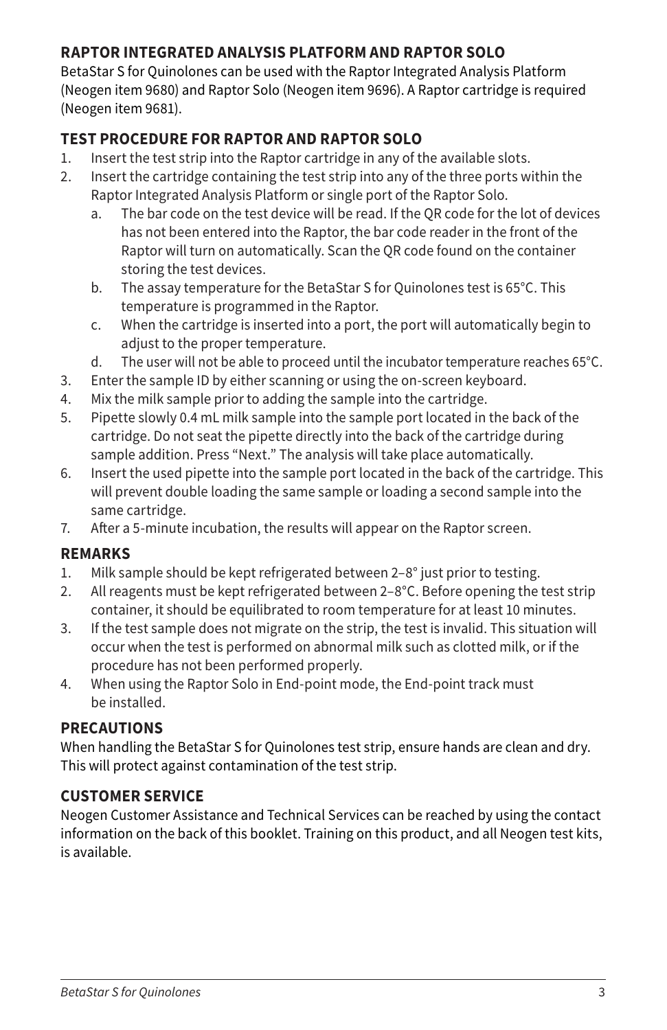## RAPTOR INTEGRATED ANALYSIS PLATFORM AND RAPTOR SOLO

BetaStar S for Quinolones can be used with the Raptor Integrated Analysis Platform (Neogen item 9680) and Raptor Solo (Neogen item 9696). A Raptor cartridge is required (Neogen item 9681).

## TEST PROCEDURE FOR RAPTOR AND RAPTOR SOLO

1. Insert the test strip into the Raptor cartridge in any of the available slots.
2. Insert the cartridge containing the test strip into any of the three ports within the Raptor Integrated Analysis Platform or single port of the Raptor Solo.
   a. The bar code on the test device will be read. If the QR code for the lot of devices has not been entered into the Raptor, the bar code reader in the front of the Raptor will turn on automatically. Scan the QR code found on the container storing the test devices.
   b. The assay temperature for the BetaStar S for Quinolones test is 65°C. This temperature is programmed in the Raptor.
   c. When the cartridge is inserted into a port, the port will automatically begin to adjust to the proper temperature.
   d. The user will not be able to proceed until the incubator temperature reaches 65°C.
3. Enter the sample ID by either scanning or using the on-screen keyboard.
4. Mix the milk sample prior to adding the sample into the cartridge.
5. Pipette slowly 0.4 mL milk sample into the sample port located in the back of the cartridge. Do not seat the pipette directly into the back of the cartridge during sample addition. Press "Next." The analysis will take place automatically.
6. Insert the used pipette into the sample port located in the back of the cartridge. This will prevent double loading the same sample or loading a second sample into the same cartridge.
7. After a 5-minute incubation, the results will appear on the Raptor screen.

## REMARKS

1. Milk sample should be kept refrigerated between 2–8° just prior to testing.
2. All reagents must be kept refrigerated between 2–8°C. Before opening the test strip container, it should be equilibrated to room temperature for at least 10 minutes.
3. If the test sample does not migrate on the strip, the test is invalid. This situation will occur when the test is performed on abnormal milk such as clotted milk, or if the procedure has not been performed properly.
4. When using the Raptor Solo in End-point mode, the End-point track must be installed.

## PRECAUTIONS

When handling the BetaStar S for Quinolones test strip, ensure hands are clean and dry. This will protect against contamination of the test strip.

## CUSTOMER SERVICE

Neogen Customer Assistance and Technical Services can be reached by using the contact information on the back of this booklet. Training on this product, and all Neogen test kits, is available.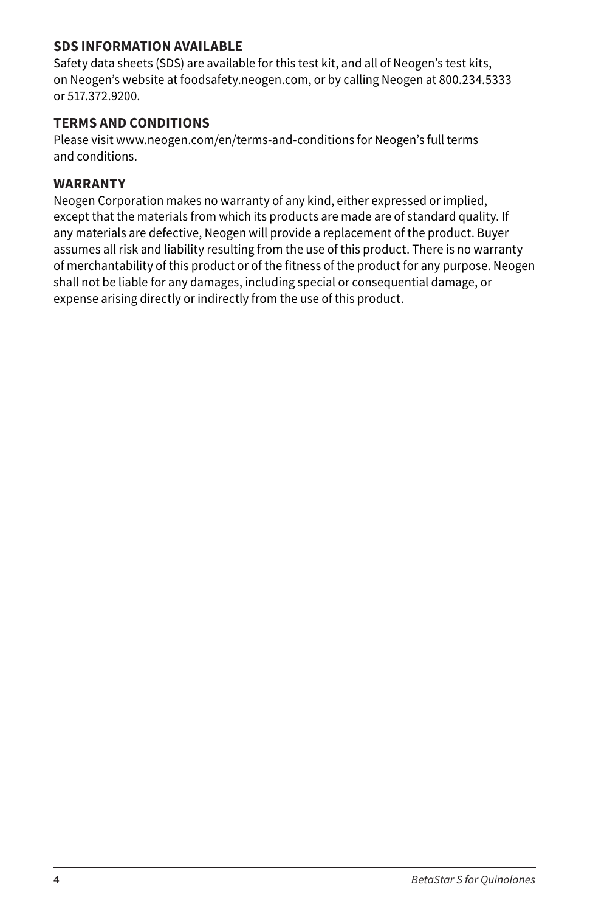### SDS INFORMATION AVAILABLE

Safety data sheets (SDS) are available for this test kit, and all of Neogen's test kits, on Neogen's website at foodsafety.neogen.com, or by calling Neogen at 800.234.5333 or 517.372.9200.

### TERMS AND CONDITIONS

Please visit www.neogen.com/en/terms-and-conditions for Neogen's full terms and conditions.

### WARRANTY

Neogen Corporation makes no warranty of any kind, either expressed or implied, except that the materials from which its products are made are of standard quality. If any materials are defective, Neogen will provide a replacement of the product. Buyer assumes all risk and liability resulting from the use of this product. There is no warranty of merchantability of this product or of the fitness of the product for any purpose. Neogen shall not be liable for any damages, including special or consequential damage, or expense arising directly or indirectly from the use of this product.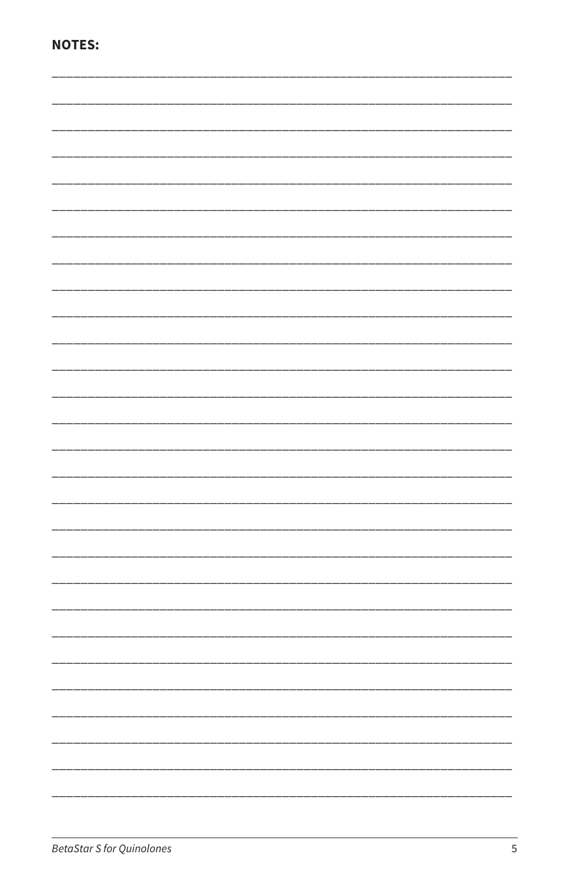**NOTES:**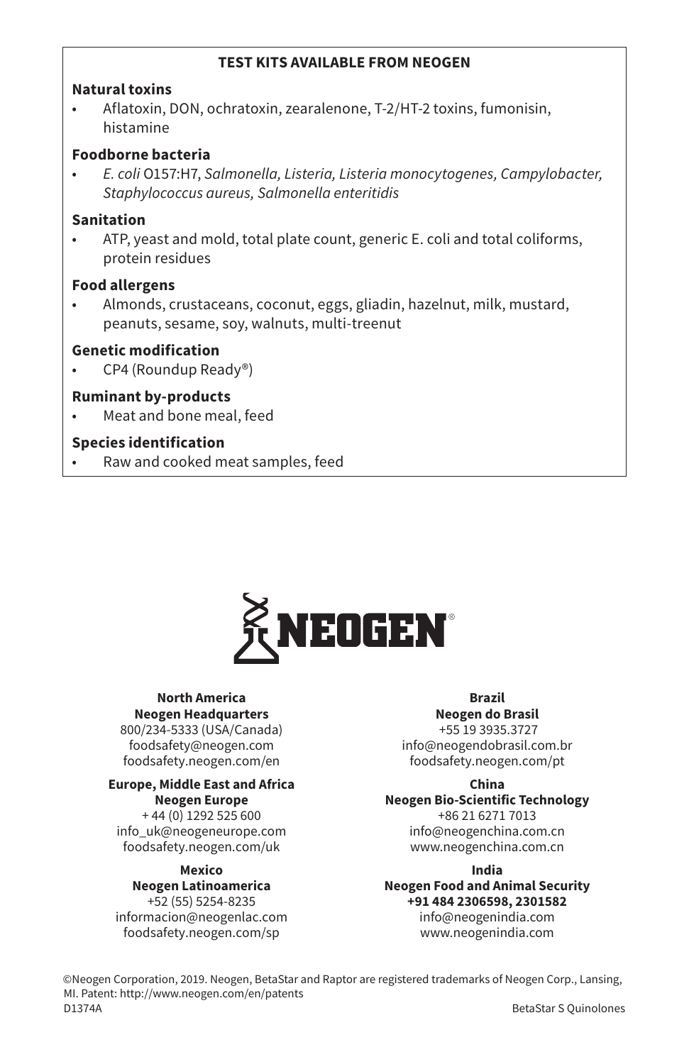**TEST KITS AVAILABLE FROM NEOGEN**

**Natural toxins**

- Aflatoxin, DON, ochratoxin, zearalenone, T-2/HT-2 toxins, fumonisin, histamine

**Foodborne bacteria**

- *E. coli* O157:H7, *Salmonella, Listeria, Listeria monocytogenes, Campylobacter, Staphylococcus aureus, Salmonella enteritidis*

**Sanitation**

- ATP, yeast and mold, total plate count, generic E. coli and total coliforms, protein residues

**Food allergens**

- Almonds, crustaceans, coconut, eggs, gliadin, hazelnut, milk, mustard, peanuts, sesame, soy, walnuts, multi-treenut

**Genetic modification**

- CP4 (Roundup Ready®)

**Ruminant by-products**

- Meat and bone meal, feed

**Species identification**

- Raw and cooked meat samples, feed

NEOGEN®

**North America**
**Neogen Headquarters**
800/234-5333 (USA/Canada)
foodsafety@neogen.com
foodsafety.neogen.com/en

**Europe, Middle East and Africa**
**Neogen Europe**
+ 44 (0) 1292 525 600
info_uk@neogeneurope.com
foodsafety.neogen.com/uk

**Mexico**
**Neogen Latinoamerica**
+52 (55) 5254-8235
informacion@neogenlac.com
foodsafety.neogen.com/sp

**Brazil**
**Neogen do Brasil**
+55 19 3935.3727
info@neogendobrasil.com.br
foodsafety.neogen.com/pt

**China**
**Neogen Bio-Scientific Technology**
+86 21 6271 7013
info@neogenchina.com.cn
www.neogenchina.com.cn

**India**
**Neogen Food and Animal Security**
**+91 484 2306598, 2301582**
info@neogenindia.com
www.neogenindia.com

©Neogen Corporation, 2019. Neogen, BetaStar and Raptor are registered trademarks of Neogen Corp., Lansing, MI. Patent: http://www.neogen.com/en/patents

D1374A

BetaStar S Quinolones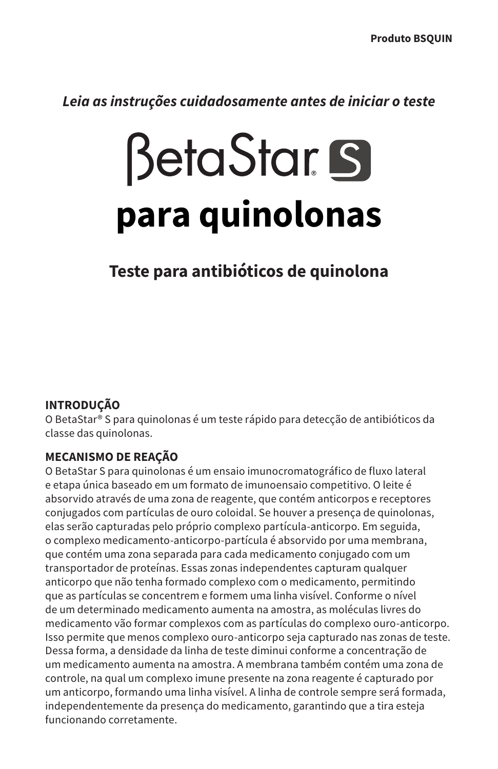Produto BSQUIN

*Leia as instruções cuidadosamente antes de iniciar o teste*

# BetaStar® S

# para quinolonas

## Teste para antibióticos de quinolona

**INTRODUÇÃO**

O BetaStar® S para quinolonas é um teste rápido para detecção de antibióticos da classe das quinolonas.

**MECANISMO DE REAÇÃO**

O BetaStar S para quinolonas é um ensaio imunocromatográfico de fluxo lateral e etapa única baseado em um formato de imunoensaio competitivo. O leite é absorvido através de uma zona de reagente, que contém anticorpos e receptores conjugados com partículas de ouro coloidal. Se houver a presença de quinolonas, elas serão capturadas pelo próprio complexo partícula-anticorpo. Em seguida, o complexo medicamento-anticorpo-partícula é absorvido por uma membrana, que contém uma zona separada para cada medicamento conjugado com um transportador de proteínas. Essas zonas independentes capturam qualquer anticorpo que não tenha formado complexo com o medicamento, permitindo que as partículas se concentrem e formem uma linha visível. Conforme o nível de um determinado medicamento aumenta na amostra, as moléculas livres do medicamento vão formar complexos com as partículas do complexo ouro-anticorpo. Isso permite que menos complexo ouro-anticorpo seja capturado nas zonas de teste. Dessa forma, a densidade da linha de teste diminui conforme a concentração de um medicamento aumenta na amostra. A membrana também contém uma zona de controle, na qual um complexo imune presente na zona reagente é capturado por um anticorpo, formando uma linha visível. A linha de controle sempre será formada, independentemente da presença do medicamento, garantindo que a tira esteja funcionando corretamente.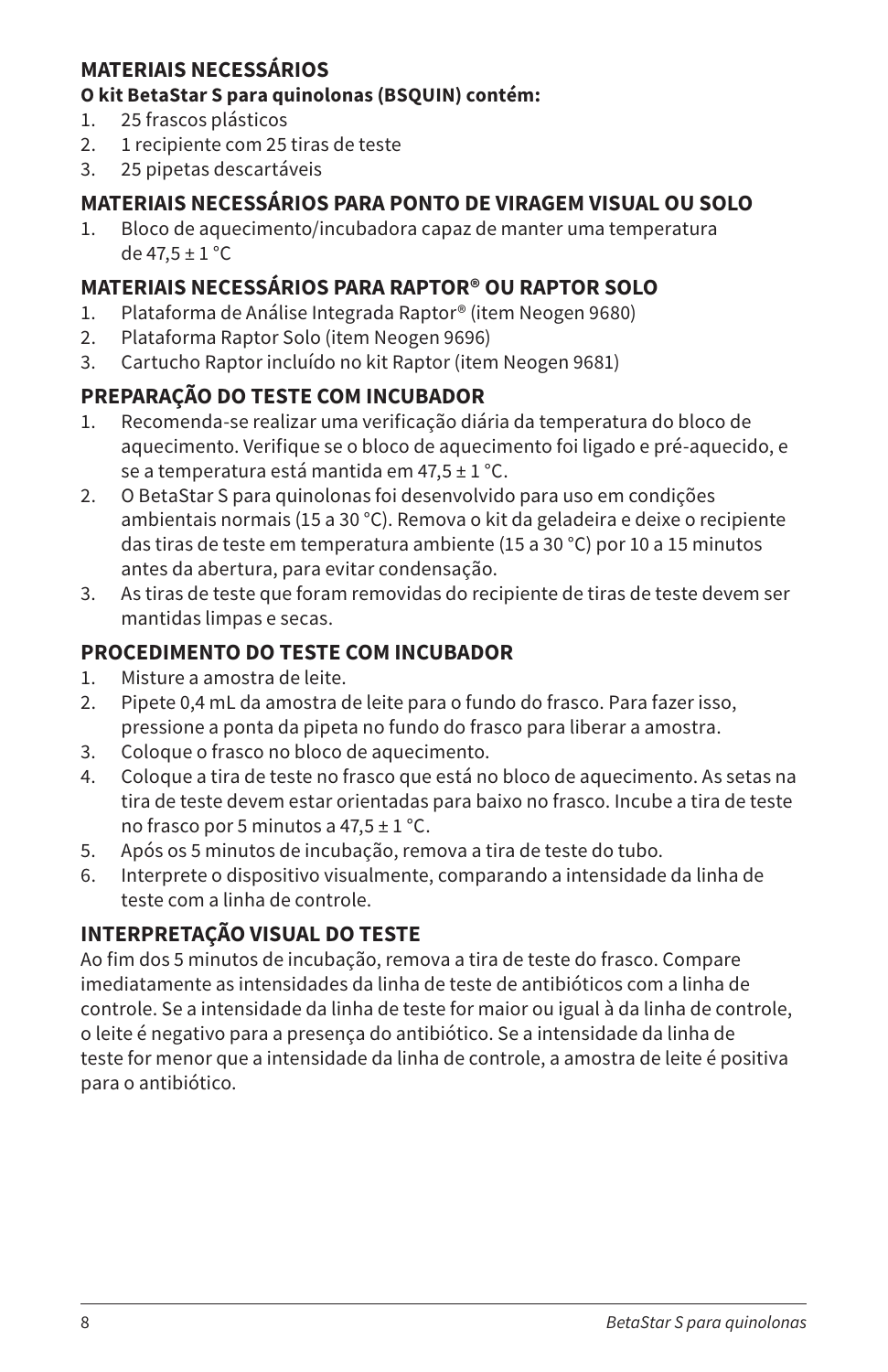## MATERIAIS NECESSÁRIOS

**O kit BetaStar S para quinolonas (BSQUIN) contém:**

1. 25 frascos plásticos
2. 1 recipiente com 25 tiras de teste
3. 25 pipetas descartáveis

## MATERIAIS NECESSÁRIOS PARA PONTO DE VIRAGEM VISUAL OU SOLO

1. Bloco de aquecimento/incubadora capaz de manter uma temperatura de 47,5 ± 1 °C

## MATERIAIS NECESSÁRIOS PARA RAPTOR® OU RAPTOR SOLO

1. Plataforma de Análise Integrada Raptor® (item Neogen 9680)
2. Plataforma Raptor Solo (item Neogen 9696)
3. Cartucho Raptor incluído no kit Raptor (item Neogen 9681)

## PREPARAÇÃO DO TESTE COM INCUBADOR

1. Recomenda-se realizar uma verificação diária da temperatura do bloco de aquecimento. Verifique se o bloco de aquecimento foi ligado e pré-aquecido, e se a temperatura está mantida em 47,5 ± 1 °C.
2. O BetaStar S para quinolonas foi desenvolvido para uso em condições ambientais normais (15 a 30 °C). Remova o kit da geladeira e deixe o recipiente das tiras de teste em temperatura ambiente (15 a 30 °C) por 10 a 15 minutos antes da abertura, para evitar condensação.
3. As tiras de teste que foram removidas do recipiente de tiras de teste devem ser mantidas limpas e secas.

## PROCEDIMENTO DO TESTE COM INCUBADOR

1. Misture a amostra de leite.
2. Pipete 0,4 mL da amostra de leite para o fundo do frasco. Para fazer isso, pressione a ponta da pipeta no fundo do frasco para liberar a amostra.
3. Coloque o frasco no bloco de aquecimento.
4. Coloque a tira de teste no frasco que está no bloco de aquecimento. As setas na tira de teste devem estar orientadas para baixo no frasco. Incube a tira de teste no frasco por 5 minutos a 47,5 ± 1 °C.
5. Após os 5 minutos de incubação, remova a tira de teste do tubo.
6. Interprete o dispositivo visualmente, comparando a intensidade da linha de teste com a linha de controle.

## INTERPRETAÇÃO VISUAL DO TESTE

Ao fim dos 5 minutos de incubação, remova a tira de teste do frasco. Compare imediatamente as intensidades da linha de teste de antibióticos com a linha de controle. Se a intensidade da linha de teste for maior ou igual à da linha de controle, o leite é negativo para a presença do antibiótico. Se a intensidade da linha de teste for menor que a intensidade da linha de controle, a amostra de leite é positiva para o antibiótico.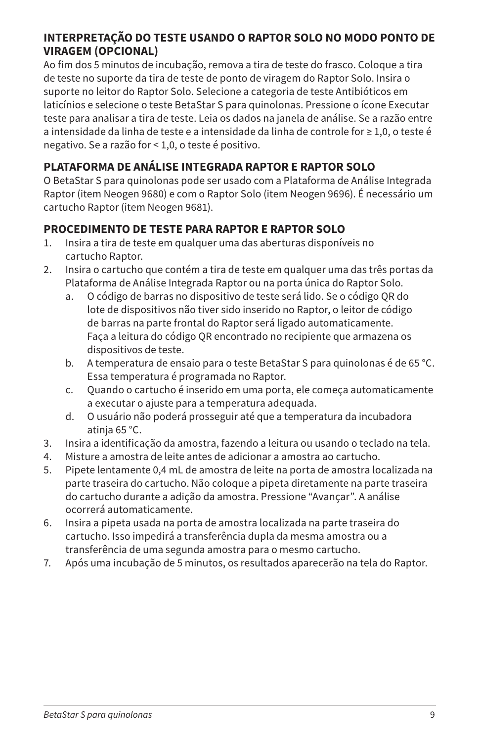## INTERPRETAÇÃO DO TESTE USANDO O RAPTOR SOLO NO MODO PONTO DE VIRAGEM (OPCIONAL)

Ao fim dos 5 minutos de incubação, remova a tira de teste do frasco. Coloque a tira de teste no suporte da tira de teste de ponto de viragem do Raptor Solo. Insira o suporte no leitor do Raptor Solo. Selecione a categoria de teste Antibióticos em laticínios e selecione o teste BetaStar S para quinolonas. Pressione o ícone Executar teste para analisar a tira de teste. Leia os dados na janela de análise. Se a razão entre a intensidade da linha de teste e a intensidade da linha de controle for ≥ 1,0, o teste é negativo. Se a razão for < 1,0, o teste é positivo.

## PLATAFORMA DE ANÁLISE INTEGRADA RAPTOR E RAPTOR SOLO

O BetaStar S para quinolonas pode ser usado com a Plataforma de Análise Integrada Raptor (item Neogen 9680) e com o Raptor Solo (item Neogen 9696). É necessário um cartucho Raptor (item Neogen 9681).

## PROCEDIMENTO DE TESTE PARA RAPTOR E RAPTOR SOLO

1. Insira a tira de teste em qualquer uma das aberturas disponíveis no cartucho Raptor.
2. Insira o cartucho que contém a tira de teste em qualquer uma das três portas da Plataforma de Análise Integrada Raptor ou na porta única do Raptor Solo.
   a. O código de barras no dispositivo de teste será lido. Se o código QR do lote de dispositivos não tiver sido inserido no Raptor, o leitor de código de barras na parte frontal do Raptor será ligado automaticamente. Faça a leitura do código QR encontrado no recipiente que armazena os dispositivos de teste.
   b. A temperatura de ensaio para o teste BetaStar S para quinolonas é de 65 °C. Essa temperatura é programada no Raptor.
   c. Quando o cartucho é inserido em uma porta, ele começa automaticamente a executar o ajuste para a temperatura adequada.
   d. O usuário não poderá prosseguir até que a temperatura da incubadora atinja 65 °C.
3. Insira a identificação da amostra, fazendo a leitura ou usando o teclado na tela.
4. Misture a amostra de leite antes de adicionar a amostra ao cartucho.
5. Pipete lentamente 0,4 mL de amostra de leite na porta de amostra localizada na parte traseira do cartucho. Não coloque a pipeta diretamente na parte traseira do cartucho durante a adição da amostra. Pressione “Avançar”. A análise ocorrerá automaticamente.
6. Insira a pipeta usada na porta de amostra localizada na parte traseira do cartucho. Isso impedirá a transferência dupla da mesma amostra ou a transferência de uma segunda amostra para o mesmo cartucho.
7. Após uma incubação de 5 minutos, os resultados aparecerão na tela do Raptor.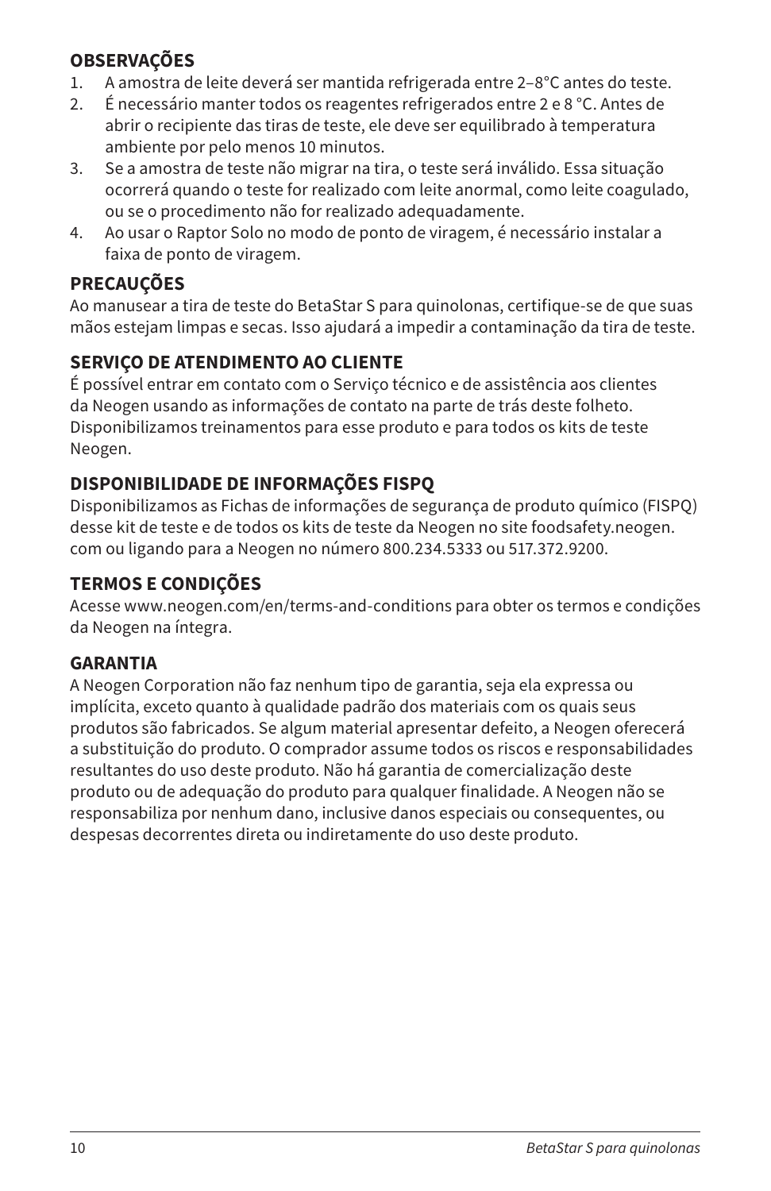## OBSERVAÇÕES

1. A amostra de leite deverá ser mantida refrigerada entre 2–8°C antes do teste.
2. É necessário manter todos os reagentes refrigerados entre 2 e 8 °C. Antes de abrir o recipiente das tiras de teste, ele deve ser equilibrado à temperatura ambiente por pelo menos 10 minutos.
3. Se a amostra de teste não migrar na tira, o teste será inválido. Essa situação ocorrerá quando o teste for realizado com leite anormal, como leite coagulado, ou se o procedimento não for realizado adequadamente.
4. Ao usar o Raptor Solo no modo de ponto de viragem, é necessário instalar a faixa de ponto de viragem.

## PRECAUÇÕES

Ao manusear a tira de teste do BetaStar S para quinolonas, certifique-se de que suas mãos estejam limpas e secas. Isso ajudará a impedir a contaminação da tira de teste.

## SERVIÇO DE ATENDIMENTO AO CLIENTE

É possível entrar em contato com o Serviço técnico e de assistência aos clientes da Neogen usando as informações de contato na parte de trás deste folheto. Disponibilizamos treinamentos para esse produto e para todos os kits de teste Neogen.

## DISPONIBILIDADE DE INFORMAÇÕES FISPQ

Disponibilizamos as Fichas de informações de segurança de produto químico (FISPQ) desse kit de teste e de todos os kits de teste da Neogen no site foodsafety.neogen.com ou ligando para a Neogen no número 800.234.5333 ou 517.372.9200.

## TERMOS E CONDIÇÕES

Acesse www.neogen.com/en/terms-and-conditions para obter os termos e condições da Neogen na íntegra.

## GARANTIA

A Neogen Corporation não faz nenhum tipo de garantia, seja ela expressa ou implícita, exceto quanto à qualidade padrão dos materiais com os quais seus produtos são fabricados. Se algum material apresentar defeito, a Neogen oferecerá a substituição do produto. O comprador assume todos os riscos e responsabilidades resultantes do uso deste produto. Não há garantia de comercialização deste produto ou de adequação do produto para qualquer finalidade. A Neogen não se responsabiliza por nenhum dano, inclusive danos especiais ou consequentes, ou despesas decorrentes direta ou indiretamente do uso deste produto.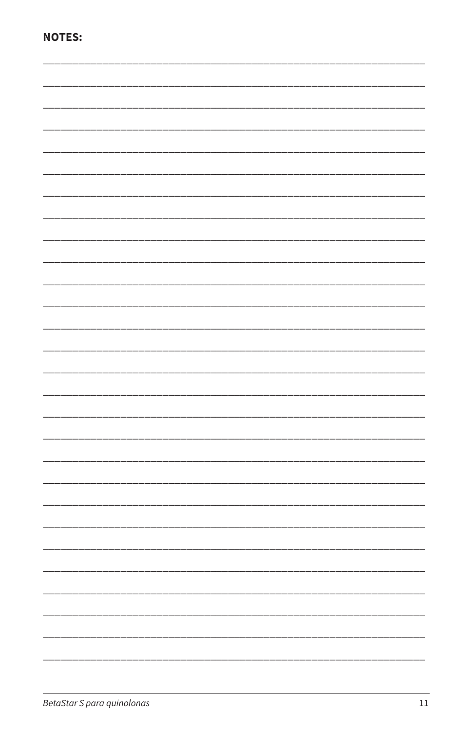**NOTES:**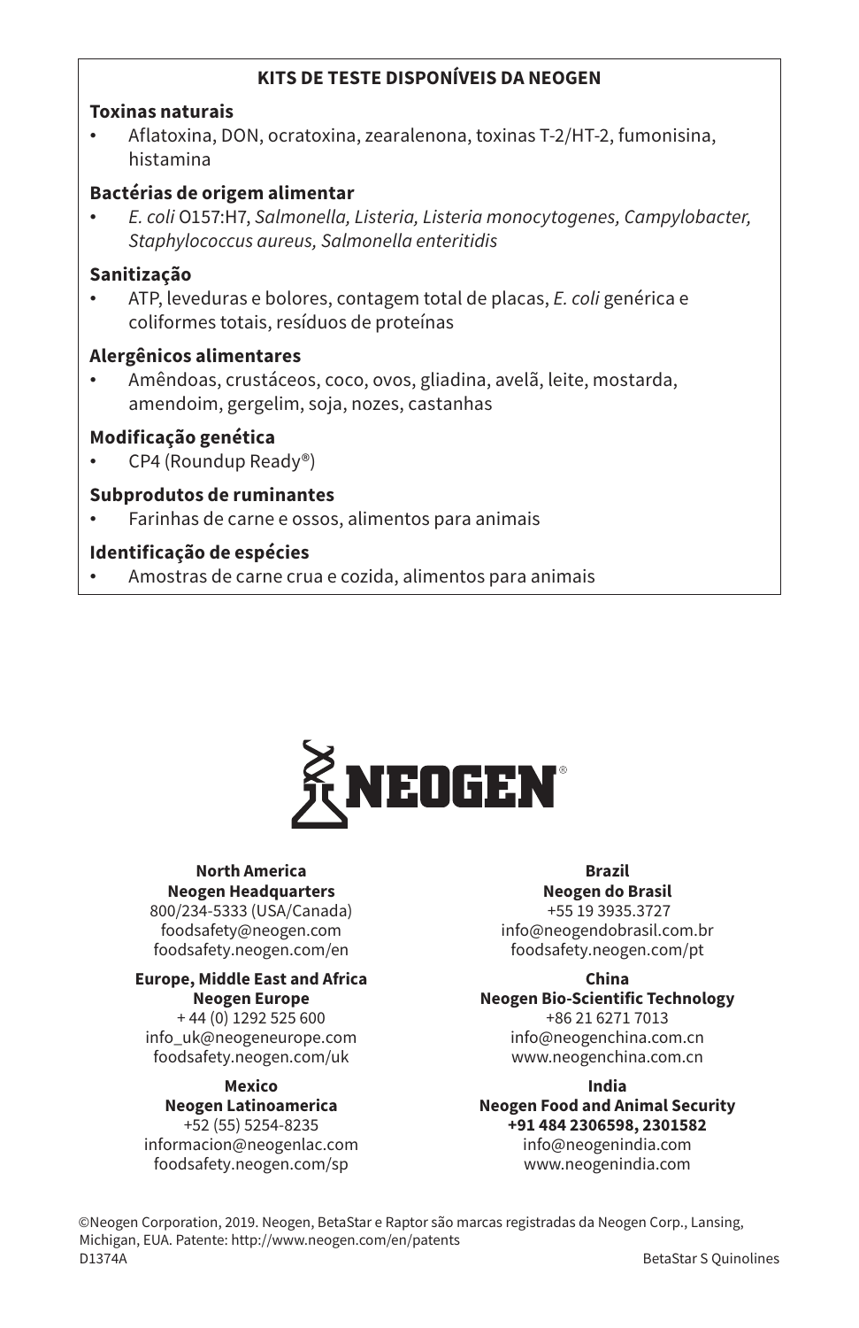## KITS DE TESTE DISPONÍVEIS DA NEOGEN

**Toxinas naturais**

- Aflatoxina, DON, ocratoxina, zearalenona, toxinas T-2/HT-2, fumonisina, histamina

**Bactérias de origem alimentar**

- *E. coli* O157:H7, *Salmonella, Listeria, Listeria monocytogenes, Campylobacter, Staphylococcus aureus, Salmonella enteritidis*

**Sanitização**

- ATP, leveduras e bolores, contagem total de placas, *E. coli* genérica e coliformes totais, resíduos de proteínas

**Alergênicos alimentares**

- Amêndoas, crustáceos, coco, ovos, gliadina, avelã, leite, mostarda, amendoim, gergelim, soja, nozes, castanhas

**Modificação genética**

- CP4 (Roundup Ready®)

**Subprodutos de ruminantes**

- Farinhas de carne e ossos, alimentos para animais

**Identificação de espécies**

- Amostras de carne crua e cozida, alimentos para animais

NEOGEN®

**North America**
**Neogen Headquarters**
800/234-5333 (USA/Canada)
foodsafety@neogen.com
foodsafety.neogen.com/en

**Europe, Middle East and Africa**
**Neogen Europe**
+ 44 (0) 1292 525 600
info_uk@neogeneurope.com
foodsafety.neogen.com/uk

**Mexico**
**Neogen Latinoamerica**
+52 (55) 5254-8235
informacion@neogenlac.com
foodsafety.neogen.com/sp

**Brazil**
**Neogen do Brasil**
+55 19 3935.3727
info@neogendobrasil.com.br
foodsafety.neogen.com/pt

**China**
**Neogen Bio-Scientific Technology**
+86 21 6271 7013
info@neogenchina.com.cn
www.neogenchina.com.cn

**India**
**Neogen Food and Animal Security**
**+91 484 2306598, 2301582**
info@neogenindia.com
www.neogenindia.com

©Neogen Corporation, 2019. Neogen, BetaStar e Raptor são marcas registradas da Neogen Corp., Lansing, Michigan, EUA. Patente: http://www.neogen.com/en/patents

D1374A

BetaStar S Quinolines